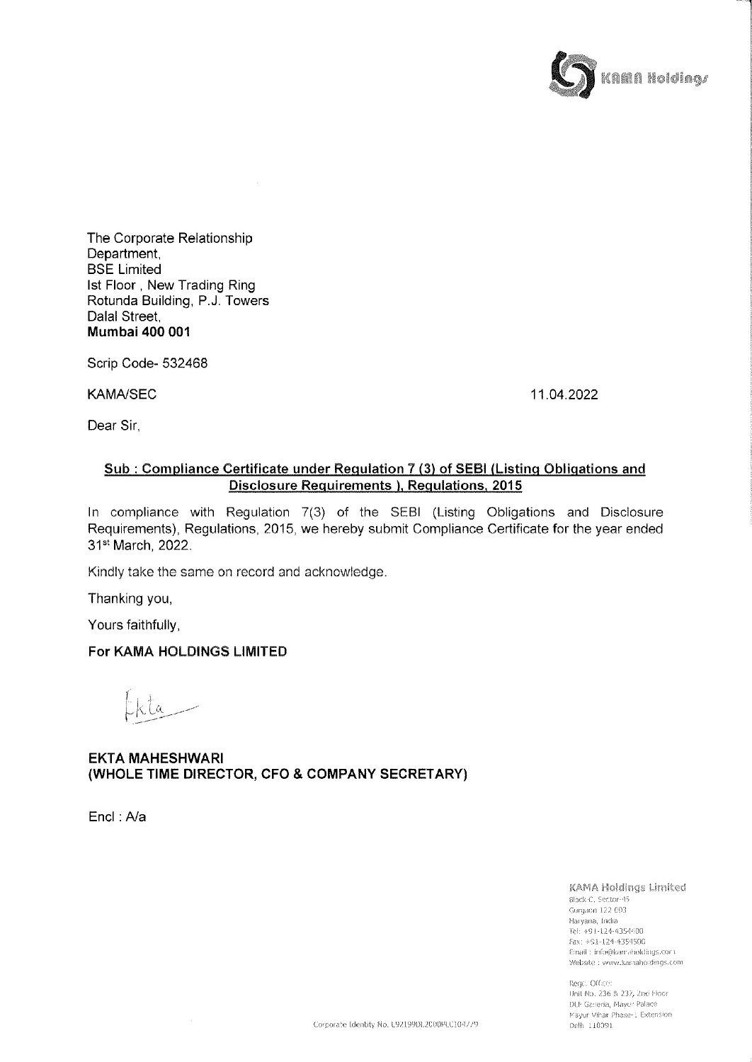The Corporate Relationship
Department,
BSE Limited
Ist Floor , New Trading Ring
Rotunda Building, P.J. Towers
Dalal Street,
**Mumbai 400 001**

Scrip Code- 532468

KAMA/SEC 11.04.2022

Dear Sir,

**Sub : Compliance Certificate under Regulation 7 (3) of SEBI (Listing Obligations and Disclosure Requirements ), Regulations, 2015**

In compliance with Regulation 7(3) of the SEBI (Listing Obligations and Disclosure Requirements), Regulations, 2015, we hereby submit Compliance Certificate for the year ended 31st March, 2022.

Kindly take the same on record and acknowledge.

Thanking you,

Yours faithfully,

**For KAMA HOLDINGS LIMITED**

Ekta

**EKTA MAHESHWARI**
**(WHOLE TIME DIRECTOR, CFO & COMPANY SECRETARY)**

Encl : A/a

KAMA Holdings Limited
Block-C, Sector-45
Gurgaon 122 003
Haryana, India
Tel: +91-124-4354400
Fax: +91-124-4354500
Email : info@kamaholdings.com
Website : www.kamaholdings.com

Regd. Office:
Unit No. 236 & 237, 2nd Floor
DLF Galleria, Mayur Palace
Mayur Vihar Phase-I Extension
Delhi 110091

Corporate Identity No. L92199DL2000PLC104779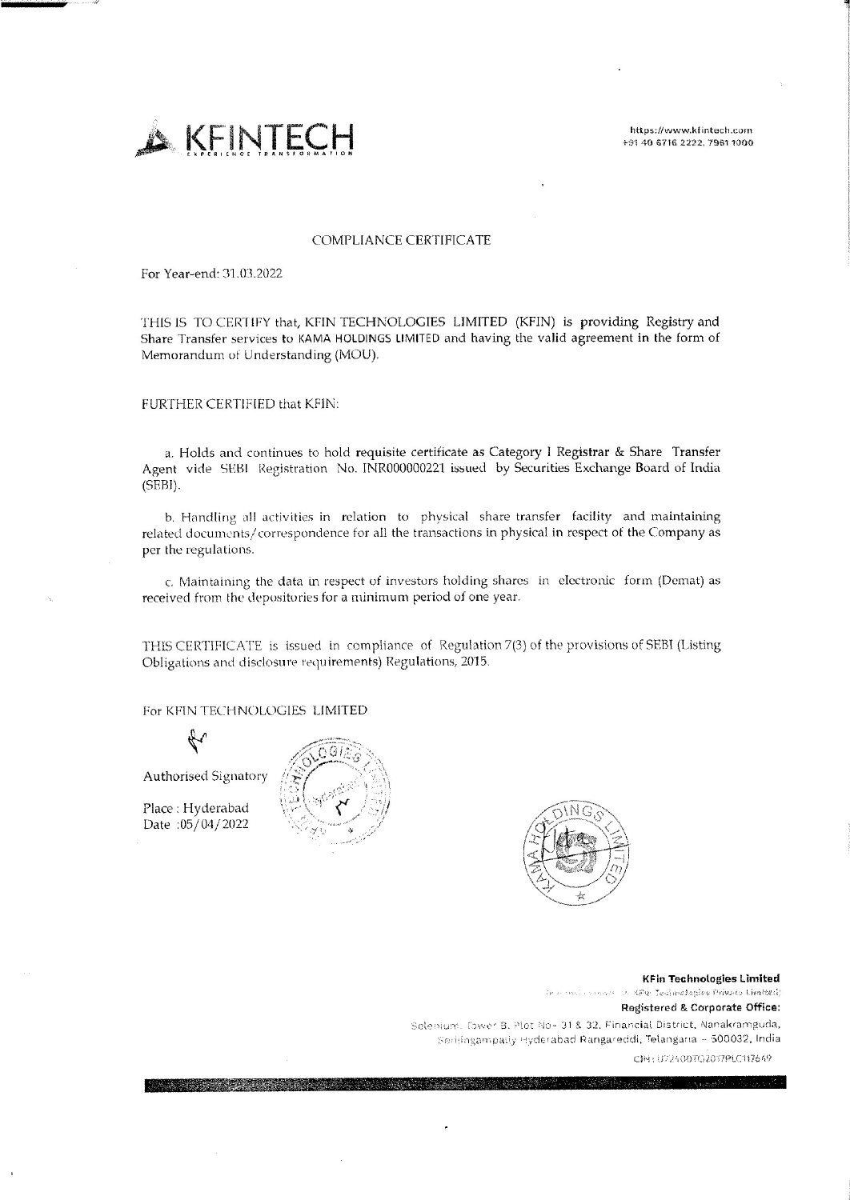KFINTECH
EXPERIENCE TRANSFORMATION

https://www.kfintech.com
+91 40 6716 2222, 7961 1000

## COMPLIANCE CERTIFICATE

For Year-end: 31.03.2022

THIS IS TO CERTIFY that, KFIN TECHNOLOGIES LIMITED (KFIN) is providing Registry and Share Transfer services to KAMA HOLDINGS LIMITED and having the valid agreement in the form of Memorandum of Understanding (MOU).

FURTHER CERTIFIED that KFIN:

a. Holds and continues to hold requisite certificate as Category I Registrar & Share Transfer Agent vide SEBI Registration No. INR000000221 issued by Securities Exchange Board of India (SEBI).

b. Handling all activities in relation to physical share transfer facility and maintaining related documents/correspondence for all the transactions in physical in respect of the Company as per the regulations.

c. Maintaining the data in respect of investors holding shares in electronic form (Demat) as received from the depositories for a minimum period of one year.

THIS CERTIFICATE is issued in compliance of Regulation 7(3) of the provisions of SEBI (Listing Obligations and disclosure requirements) Regulations, 2015.

For KFIN TECHNOLOGIES LIMITED

Authorised Signatory

Place : Hyderabad
Date : 05/04/2022

**KFin Technologies Limited**
(Formerly known as KFin Technologies Private Limited)
**Registered & Corporate Office:**
Selenium, Tower B, Plot No- 31 & 32, Financial District, Nanakramguda, Serilingampally Hyderabad Rangareddi, Telangana – 500032, India
CIN: U72400TG2017PLC117649